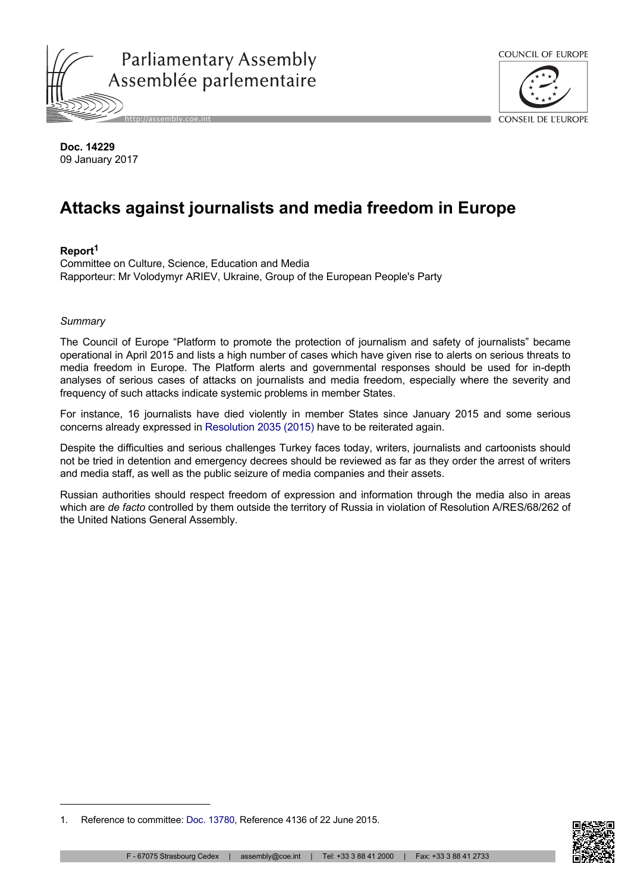Parliamentary Assembly
Assemblée parlementaire

COUNCIL OF EUROPE
CONSEIL DE L'EUROPE

**Doc. 14229**
09 January 2017

# Attacks against journalists and media freedom in Europe

**Report**[1]
Committee on Culture, Science, Education and Media
Rapporteur: Mr Volodymyr ARIEV, Ukraine, Group of the European People's Party

*Summary*

The Council of Europe "Platform to promote the protection of journalism and safety of journalists" became operational in April 2015 and lists a high number of cases which have given rise to alerts on serious threats to media freedom in Europe. The Platform alerts and governmental responses should be used for in-depth analyses of serious cases of attacks on journalists and media freedom, especially where the severity and frequency of such attacks indicate systemic problems in member States.

For instance, 16 journalists have died violently in member States since January 2015 and some serious concerns already expressed in Resolution 2035 (2015) have to be reiterated again.

Despite the difficulties and serious challenges Turkey faces today, writers, journalists and cartoonists should not be tried in detention and emergency decrees should be reviewed as far as they order the arrest of writers and media staff, as well as the public seizure of media companies and their assets.

Russian authorities should respect freedom of expression and information through the media also in areas which are *de facto* controlled by them outside the territory of Russia in violation of Resolution A/RES/68/262 of the United Nations General Assembly.

---

1. Reference to committee: Doc. 13780, Reference 4136 of 22 June 2015.

F - 67075 Strasbourg Cedex | assembly@coe.int | Tel: +33 3 88 41 2000 | Fax: +33 3 88 41 2733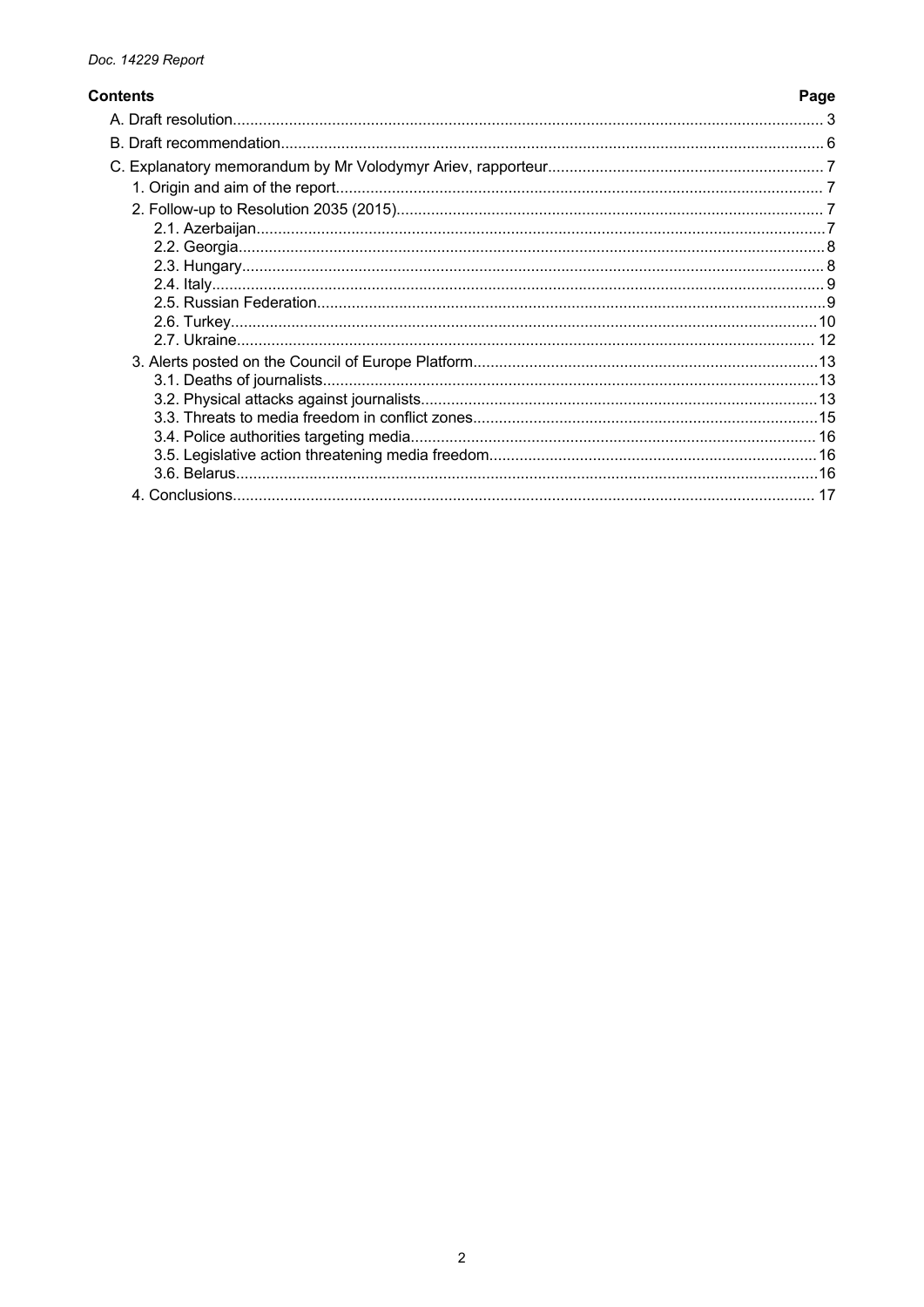**Contents** **Page**

| | |
|---|---|
| A. Draft resolution | 3 |
| B. Draft recommendation | 6 |
| C. Explanatory memorandum by Mr Volodymyr Ariev, rapporteur | 7 |
| 1. Origin and aim of the report | 7 |
| 2. Follow-up to Resolution 2035 (2015) | 7 |
| 2.1. Azerbaijan | 7 |
| 2.2. Georgia | 8 |
| 2.3. Hungary | 8 |
| 2.4. Italy | 9 |
| 2.5. Russian Federation | 9 |
| 2.6. Turkey | 10 |
| 2.7. Ukraine | 12 |
| 3. Alerts posted on the Council of Europe Platform | 13 |
| 3.1. Deaths of journalists | 13 |
| 3.2. Physical attacks against journalists | 13 |
| 3.3. Threats to media freedom in conflict zones | 15 |
| 3.4. Police authorities targeting media | 16 |
| 3.5. Legislative action threatening media freedom | 16 |
| 3.6. Belarus | 16 |
| 4. Conclusions | 17 |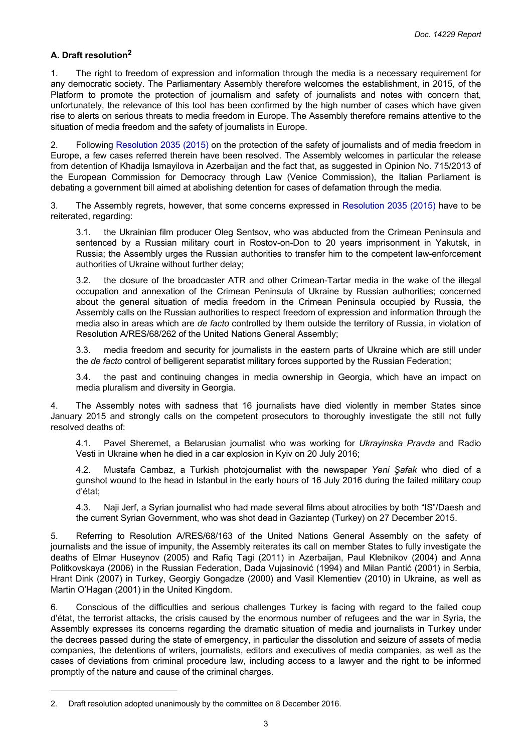## A. Draft resolution[2]

1. The right to freedom of expression and information through the media is a necessary requirement for any democratic society. The Parliamentary Assembly therefore welcomes the establishment, in 2015, of the Platform to promote the protection of journalism and safety of journalists and notes with concern that, unfortunately, the relevance of this tool has been confirmed by the high number of cases which have given rise to alerts on serious threats to media freedom in Europe. The Assembly therefore remains attentive to the situation of media freedom and the safety of journalists in Europe.

2. Following Resolution 2035 (2015) on the protection of the safety of journalists and of media freedom in Europe, a few cases referred therein have been resolved. The Assembly welcomes in particular the release from detention of Khadija Ismayilova in Azerbaijan and the fact that, as suggested in Opinion No. 715/2013 of the European Commission for Democracy through Law (Venice Commission), the Italian Parliament is debating a government bill aimed at abolishing detention for cases of defamation through the media.

3. The Assembly regrets, however, that some concerns expressed in Resolution 2035 (2015) have to be reiterated, regarding:

3.1. the Ukrainian film producer Oleg Sentsov, who was abducted from the Crimean Peninsula and sentenced by a Russian military court in Rostov-on-Don to 20 years imprisonment in Yakutsk, in Russia; the Assembly urges the Russian authorities to transfer him to the competent law-enforcement authorities of Ukraine without further delay;

3.2. the closure of the broadcaster ATR and other Crimean-Tartar media in the wake of the illegal occupation and annexation of the Crimean Peninsula of Ukraine by Russian authorities; concerned about the general situation of media freedom in the Crimean Peninsula occupied by Russia, the Assembly calls on the Russian authorities to respect freedom of expression and information through the media also in areas which are *de facto* controlled by them outside the territory of Russia, in violation of Resolution A/RES/68/262 of the United Nations General Assembly;

3.3. media freedom and security for journalists in the eastern parts of Ukraine which are still under the *de facto* control of belligerent separatist military forces supported by the Russian Federation;

3.4. the past and continuing changes in media ownership in Georgia, which have an impact on media pluralism and diversity in Georgia.

4. The Assembly notes with sadness that 16 journalists have died violently in member States since January 2015 and strongly calls on the competent prosecutors to thoroughly investigate the still not fully resolved deaths of:

4.1. Pavel Sheremet, a Belarusian journalist who was working for *Ukrayinska Pravda* and Radio Vesti in Ukraine when he died in a car explosion in Kyiv on 20 July 2016;

4.2. Mustafa Cambaz, a Turkish photojournalist with the newspaper *Yeni Şafak* who died of a gunshot wound to the head in Istanbul in the early hours of 16 July 2016 during the failed military coup d'état;

4.3. Naji Jerf, a Syrian journalist who had made several films about atrocities by both "IS"/Daesh and the current Syrian Government, who was shot dead in Gaziantep (Turkey) on 27 December 2015.

5. Referring to Resolution A/RES/68/163 of the United Nations General Assembly on the safety of journalists and the issue of impunity, the Assembly reiterates its call on member States to fully investigate the deaths of Elmar Huseynov (2005) and Rafiq Tagi (2011) in Azerbaijan, Paul Klebnikov (2004) and Anna Politkovskaya (2006) in the Russian Federation, Dada Vujasinović (1994) and Milan Pantić (2001) in Serbia, Hrant Dink (2007) in Turkey, Georgiy Gongadze (2000) and Vasil Klementiev (2010) in Ukraine, as well as Martin O'Hagan (2001) in the United Kingdom.

6. Conscious of the difficulties and serious challenges Turkey is facing with regard to the failed coup d'état, the terrorist attacks, the crisis caused by the enormous number of refugees and the war in Syria, the Assembly expresses its concerns regarding the dramatic situation of media and journalists in Turkey under the decrees passed during the state of emergency, in particular the dissolution and seizure of assets of media companies, the detentions of writers, journalists, editors and executives of media companies, as well as the cases of deviations from criminal procedure law, including access to a lawyer and the right to be informed promptly of the nature and cause of the criminal charges.

---

2. Draft resolution adopted unanimously by the committee on 8 December 2016.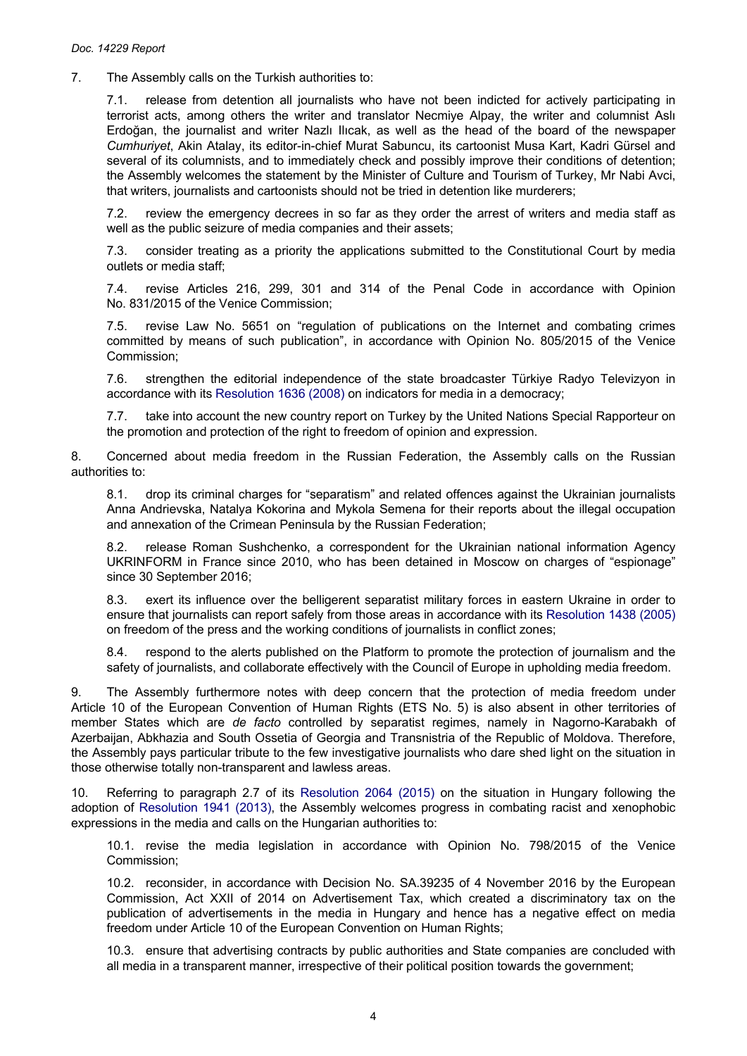7. The Assembly calls on the Turkish authorities to:

7.1. release from detention all journalists who have not been indicted for actively participating in terrorist acts, among others the writer and translator Necmiye Alpay, the writer and columnist Aslı Erdoğan, the journalist and writer Nazlı Ilıcak, as well as the head of the board of the newspaper *Cumhuriyet*, Akin Atalay, its editor-in-chief Murat Sabuncu, its cartoonist Musa Kart, Kadri Gürsel and several of its columnists, and to immediately check and possibly improve their conditions of detention; the Assembly welcomes the statement by the Minister of Culture and Tourism of Turkey, Mr Nabi Avci, that writers, journalists and cartoonists should not be tried in detention like murderers;

7.2. review the emergency decrees in so far as they order the arrest of writers and media staff as well as the public seizure of media companies and their assets;

7.3. consider treating as a priority the applications submitted to the Constitutional Court by media outlets or media staff;

7.4. revise Articles 216, 299, 301 and 314 of the Penal Code in accordance with Opinion No. 831/2015 of the Venice Commission;

7.5. revise Law No. 5651 on "regulation of publications on the Internet and combating crimes committed by means of such publication", in accordance with Opinion No. 805/2015 of the Venice Commission;

7.6. strengthen the editorial independence of the state broadcaster Türkiye Radyo Televizyon in accordance with its Resolution 1636 (2008) on indicators for media in a democracy;

7.7. take into account the new country report on Turkey by the United Nations Special Rapporteur on the promotion and protection of the right to freedom of opinion and expression.

8. Concerned about media freedom in the Russian Federation, the Assembly calls on the Russian authorities to:

8.1. drop its criminal charges for "separatism" and related offences against the Ukrainian journalists Anna Andrievska, Natalya Kokorina and Mykola Semena for their reports about the illegal occupation and annexation of the Crimean Peninsula by the Russian Federation;

8.2. release Roman Sushchenko, a correspondent for the Ukrainian national information Agency UKRINFORM in France since 2010, who has been detained in Moscow on charges of "espionage" since 30 September 2016;

8.3. exert its influence over the belligerent separatist military forces in eastern Ukraine in order to ensure that journalists can report safely from those areas in accordance with its Resolution 1438 (2005) on freedom of the press and the working conditions of journalists in conflict zones;

8.4. respond to the alerts published on the Platform to promote the protection of journalism and the safety of journalists, and collaborate effectively with the Council of Europe in upholding media freedom.

9. The Assembly furthermore notes with deep concern that the protection of media freedom under Article 10 of the European Convention of Human Rights (ETS No. 5) is also absent in other territories of member States which are *de facto* controlled by separatist regimes, namely in Nagorno-Karabakh of Azerbaijan, Abkhazia and South Ossetia of Georgia and Transnistria of the Republic of Moldova. Therefore, the Assembly pays particular tribute to the few investigative journalists who dare shed light on the situation in those otherwise totally non-transparent and lawless areas.

10. Referring to paragraph 2.7 of its Resolution 2064 (2015) on the situation in Hungary following the adoption of Resolution 1941 (2013), the Assembly welcomes progress in combating racist and xenophobic expressions in the media and calls on the Hungarian authorities to:

10.1. revise the media legislation in accordance with Opinion No. 798/2015 of the Venice Commission;

10.2. reconsider, in accordance with Decision No. SA.39235 of 4 November 2016 by the European Commission, Act XXII of 2014 on Advertisement Tax, which created a discriminatory tax on the publication of advertisements in the media in Hungary and hence has a negative effect on media freedom under Article 10 of the European Convention on Human Rights;

10.3. ensure that advertising contracts by public authorities and State companies are concluded with all media in a transparent manner, irrespective of their political position towards the government;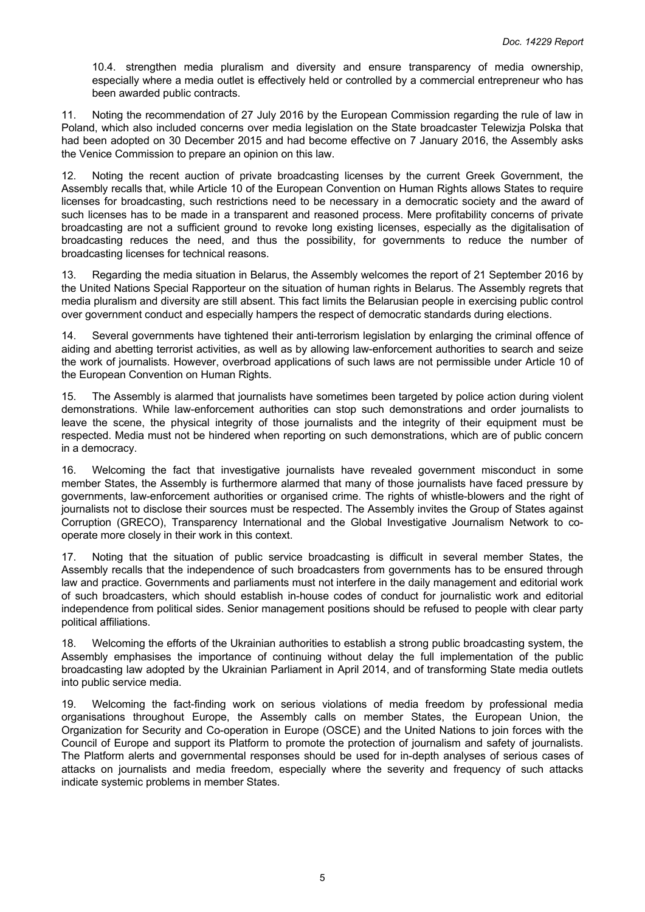10.4. strengthen media pluralism and diversity and ensure transparency of media ownership, especially where a media outlet is effectively held or controlled by a commercial entrepreneur who has been awarded public contracts.

11. Noting the recommendation of 27 July 2016 by the European Commission regarding the rule of law in Poland, which also included concerns over media legislation on the State broadcaster Telewizja Polska that had been adopted on 30 December 2015 and had become effective on 7 January 2016, the Assembly asks the Venice Commission to prepare an opinion on this law.

12. Noting the recent auction of private broadcasting licenses by the current Greek Government, the Assembly recalls that, while Article 10 of the European Convention on Human Rights allows States to require licenses for broadcasting, such restrictions need to be necessary in a democratic society and the award of such licenses has to be made in a transparent and reasoned process. Mere profitability concerns of private broadcasting are not a sufficient ground to revoke long existing licenses, especially as the digitalisation of broadcasting reduces the need, and thus the possibility, for governments to reduce the number of broadcasting licenses for technical reasons.

13. Regarding the media situation in Belarus, the Assembly welcomes the report of 21 September 2016 by the United Nations Special Rapporteur on the situation of human rights in Belarus. The Assembly regrets that media pluralism and diversity are still absent. This fact limits the Belarusian people in exercising public control over government conduct and especially hampers the respect of democratic standards during elections.

14. Several governments have tightened their anti-terrorism legislation by enlarging the criminal offence of aiding and abetting terrorist activities, as well as by allowing law-enforcement authorities to search and seize the work of journalists. However, overbroad applications of such laws are not permissible under Article 10 of the European Convention on Human Rights.

15. The Assembly is alarmed that journalists have sometimes been targeted by police action during violent demonstrations. While law-enforcement authorities can stop such demonstrations and order journalists to leave the scene, the physical integrity of those journalists and the integrity of their equipment must be respected. Media must not be hindered when reporting on such demonstrations, which are of public concern in a democracy.

16. Welcoming the fact that investigative journalists have revealed government misconduct in some member States, the Assembly is furthermore alarmed that many of those journalists have faced pressure by governments, law-enforcement authorities or organised crime. The rights of whistle-blowers and the right of journalists not to disclose their sources must be respected. The Assembly invites the Group of States against Corruption (GRECO), Transparency International and the Global Investigative Journalism Network to co-operate more closely in their work in this context.

17. Noting that the situation of public service broadcasting is difficult in several member States, the Assembly recalls that the independence of such broadcasters from governments has to be ensured through law and practice. Governments and parliaments must not interfere in the daily management and editorial work of such broadcasters, which should establish in-house codes of conduct for journalistic work and editorial independence from political sides. Senior management positions should be refused to people with clear party political affiliations.

18. Welcoming the efforts of the Ukrainian authorities to establish a strong public broadcasting system, the Assembly emphasises the importance of continuing without delay the full implementation of the public broadcasting law adopted by the Ukrainian Parliament in April 2014, and of transforming State media outlets into public service media.

19. Welcoming the fact-finding work on serious violations of media freedom by professional media organisations throughout Europe, the Assembly calls on member States, the European Union, the Organization for Security and Co-operation in Europe (OSCE) and the United Nations to join forces with the Council of Europe and support its Platform to promote the protection of journalism and safety of journalists. The Platform alerts and governmental responses should be used for in-depth analyses of serious cases of attacks on journalists and media freedom, especially where the severity and frequency of such attacks indicate systemic problems in member States.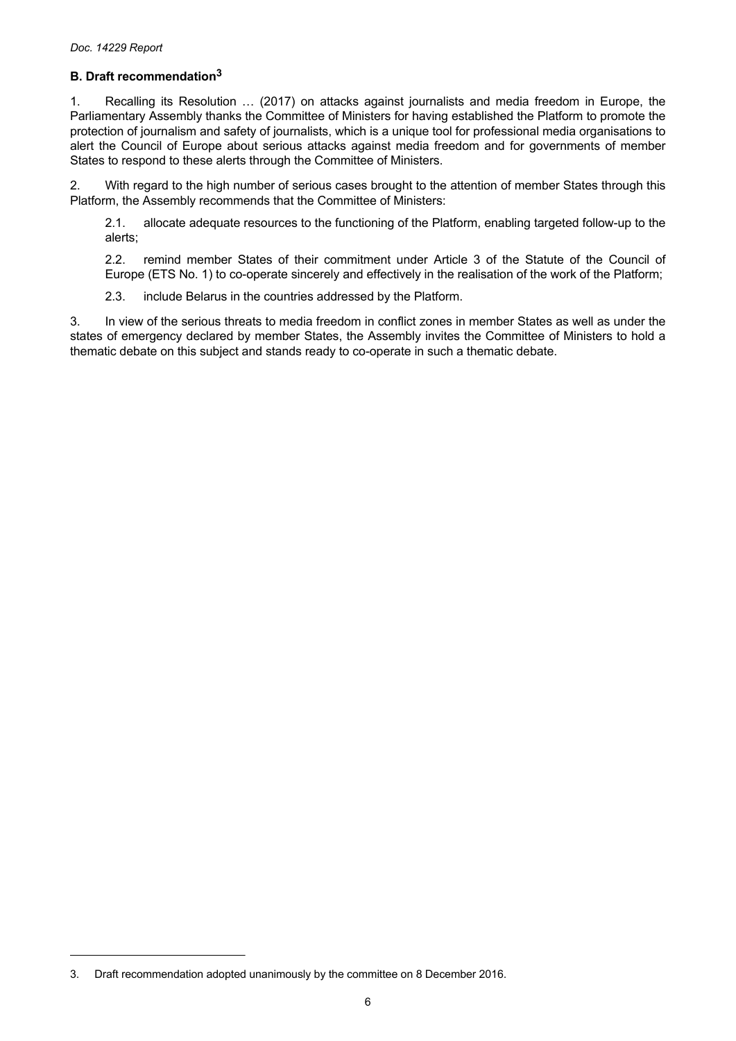## B. Draft recommendation[3]

1. Recalling its Resolution … (2017) on attacks against journalists and media freedom in Europe, the Parliamentary Assembly thanks the Committee of Ministers for having established the Platform to promote the protection of journalism and safety of journalists, which is a unique tool for professional media organisations to alert the Council of Europe about serious attacks against media freedom and for governments of member States to respond to these alerts through the Committee of Ministers.

2. With regard to the high number of serious cases brought to the attention of member States through this Platform, the Assembly recommends that the Committee of Ministers:

 2.1. allocate adequate resources to the functioning of the Platform, enabling targeted follow-up to the alerts;

 2.2. remind member States of their commitment under Article 3 of the Statute of the Council of Europe (ETS No. 1) to co-operate sincerely and effectively in the realisation of the work of the Platform;

 2.3. include Belarus in the countries addressed by the Platform.

3. In view of the serious threats to media freedom in conflict zones in member States as well as under the states of emergency declared by member States, the Assembly invites the Committee of Ministers to hold a thematic debate on this subject and stands ready to co-operate in such a thematic debate.

---

3. Draft recommendation adopted unanimously by the committee on 8 December 2016.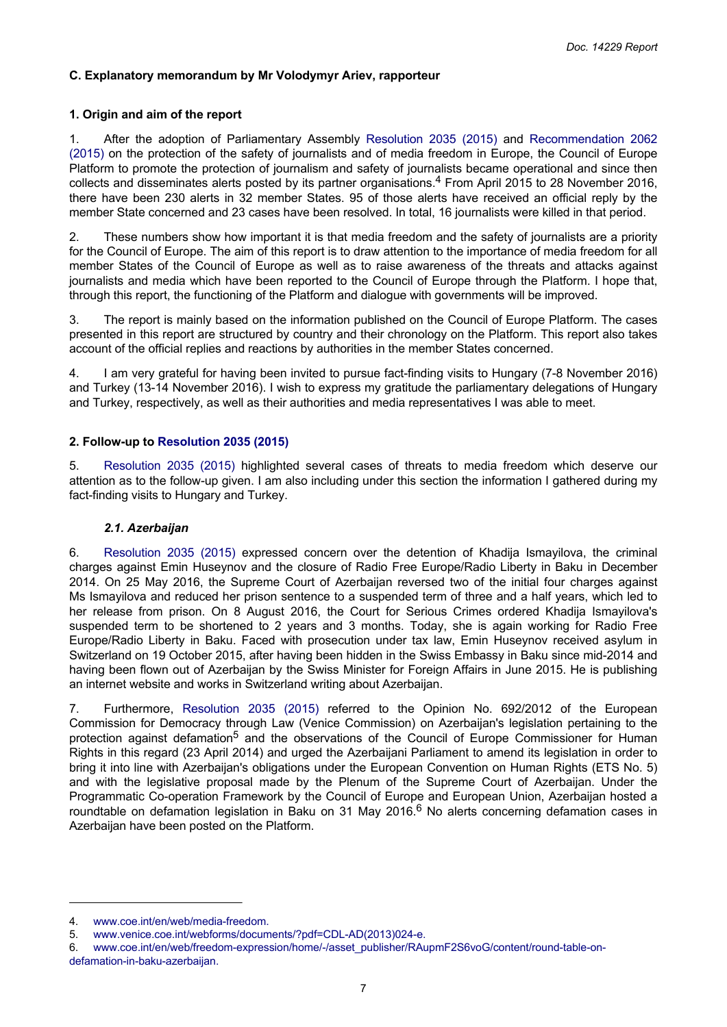### C. Explanatory memorandum by Mr Volodymyr Ariev, rapporteur

#### 1. Origin and aim of the report

1. After the adoption of Parliamentary Assembly Resolution 2035 (2015) and Recommendation 2062 (2015) on the protection of the safety of journalists and of media freedom in Europe, the Council of Europe Platform to promote the protection of journalism and safety of journalists became operational and since then collects and disseminates alerts posted by its partner organisations.[4] From April 2015 to 28 November 2016, there have been 230 alerts in 32 member States. 95 of those alerts have received an official reply by the member State concerned and 23 cases have been resolved. In total, 16 journalists were killed in that period.

2. These numbers show how important it is that media freedom and the safety of journalists are a priority for the Council of Europe. The aim of this report is to draw attention to the importance of media freedom for all member States of the Council of Europe as well as to raise awareness of the threats and attacks against journalists and media which have been reported to the Council of Europe through the Platform. I hope that, through this report, the functioning of the Platform and dialogue with governments will be improved.

3. The report is mainly based on the information published on the Council of Europe Platform. The cases presented in this report are structured by country and their chronology on the Platform. This report also takes account of the official replies and reactions by authorities in the member States concerned.

4. I am very grateful for having been invited to pursue fact-finding visits to Hungary (7-8 November 2016) and Turkey (13-14 November 2016). I wish to express my gratitude the parliamentary delegations of Hungary and Turkey, respectively, as well as their authorities and media representatives I was able to meet.

#### 2. Follow-up to Resolution 2035 (2015)

5. Resolution 2035 (2015) highlighted several cases of threats to media freedom which deserve our attention as to the follow-up given. I am also including under this section the information I gathered during my fact-finding visits to Hungary and Turkey.

##### *2.1. Azerbaijan*

6. Resolution 2035 (2015) expressed concern over the detention of Khadija Ismayilova, the criminal charges against Emin Huseynov and the closure of Radio Free Europe/Radio Liberty in Baku in December 2014. On 25 May 2016, the Supreme Court of Azerbaijan reversed two of the initial four charges against Ms Ismayilova and reduced her prison sentence to a suspended term of three and a half years, which led to her release from prison. On 8 August 2016, the Court for Serious Crimes ordered Khadija Ismayilova's suspended term to be shortened to 2 years and 3 months. Today, she is again working for Radio Free Europe/Radio Liberty in Baku. Faced with prosecution under tax law, Emin Huseynov received asylum in Switzerland on 19 October 2015, after having been hidden in the Swiss Embassy in Baku since mid-2014 and having been flown out of Azerbaijan by the Swiss Minister for Foreign Affairs in June 2015. He is publishing an internet website and works in Switzerland writing about Azerbaijan.

7. Furthermore, Resolution 2035 (2015) referred to the Opinion No. 692/2012 of the European Commission for Democracy through Law (Venice Commission) on Azerbaijan's legislation pertaining to the protection against defamation[5] and the observations of the Council of Europe Commissioner for Human Rights in this regard (23 April 2014) and urged the Azerbaijani Parliament to amend its legislation in order to bring it into line with Azerbaijan's obligations under the European Convention on Human Rights (ETS No. 5) and with the legislative proposal made by the Plenum of the Supreme Court of Azerbaijan. Under the Programmatic Co-operation Framework by the Council of Europe and European Union, Azerbaijan hosted a roundtable on defamation legislation in Baku on 31 May 2016.[6] No alerts concerning defamation cases in Azerbaijan have been posted on the Platform.

---

4. www.coe.int/en/web/media-freedom.
5. www.venice.coe.int/webforms/documents/?pdf=CDL-AD(2013)024-e.
6. www.coe.int/en/web/freedom-expression/home/-/asset_publisher/RAupmF2S6voG/content/round-table-on-defamation-in-baku-azerbaijan.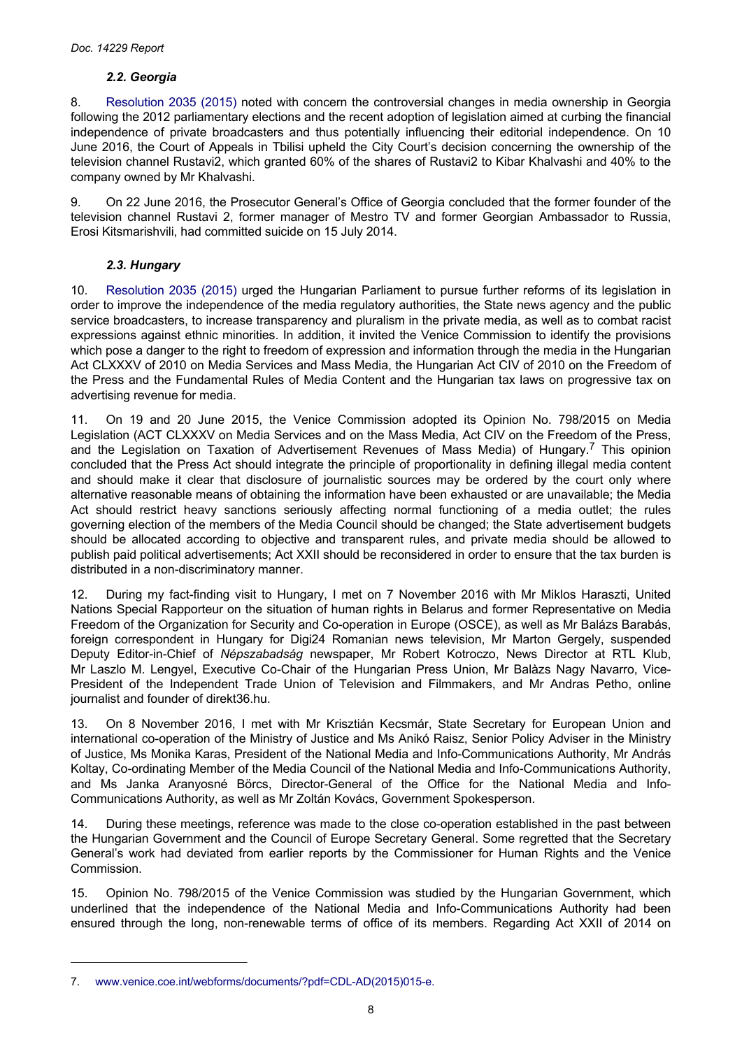### *2.2. Georgia*

8. Resolution 2035 (2015) noted with concern the controversial changes in media ownership in Georgia following the 2012 parliamentary elections and the recent adoption of legislation aimed at curbing the financial independence of private broadcasters and thus potentially influencing their editorial independence. On 10 June 2016, the Court of Appeals in Tbilisi upheld the City Court's decision concerning the ownership of the television channel Rustavi2, which granted 60% of the shares of Rustavi2 to Kibar Khalvashi and 40% to the company owned by Mr Khalvashi.

9. On 22 June 2016, the Prosecutor General's Office of Georgia concluded that the former founder of the television channel Rustavi 2, former manager of Mestro TV and former Georgian Ambassador to Russia, Erosi Kitsmarishvili, had committed suicide on 15 July 2014.

### *2.3. Hungary*

10. Resolution 2035 (2015) urged the Hungarian Parliament to pursue further reforms of its legislation in order to improve the independence of the media regulatory authorities, the State news agency and the public service broadcasters, to increase transparency and pluralism in the private media, as well as to combat racist expressions against ethnic minorities. In addition, it invited the Venice Commission to identify the provisions which pose a danger to the right to freedom of expression and information through the media in the Hungarian Act CLXXXV of 2010 on Media Services and Mass Media, the Hungarian Act CIV of 2010 on the Freedom of the Press and the Fundamental Rules of Media Content and the Hungarian tax laws on progressive tax on advertising revenue for media.

11. On 19 and 20 June 2015, the Venice Commission adopted its Opinion No. 798/2015 on Media Legislation (ACT CLXXXV on Media Services and on the Mass Media, Act CIV on the Freedom of the Press, and the Legislation on Taxation of Advertisement Revenues of Mass Media) of Hungary.[7] This opinion concluded that the Press Act should integrate the principle of proportionality in defining illegal media content and should make it clear that disclosure of journalistic sources may be ordered by the court only where alternative reasonable means of obtaining the information have been exhausted or are unavailable; the Media Act should restrict heavy sanctions seriously affecting normal functioning of a media outlet; the rules governing election of the members of the Media Council should be changed; the State advertisement budgets should be allocated according to objective and transparent rules, and private media should be allowed to publish paid political advertisements; Act XXII should be reconsidered in order to ensure that the tax burden is distributed in a non-discriminatory manner.

12. During my fact-finding visit to Hungary, I met on 7 November 2016 with Mr Miklos Haraszti, United Nations Special Rapporteur on the situation of human rights in Belarus and former Representative on Media Freedom of the Organization for Security and Co-operation in Europe (OSCE), as well as Mr Balázs Barabás, foreign correspondent in Hungary for Digi24 Romanian news television, Mr Marton Gergely, suspended Deputy Editor-in-Chief of *Népszabadság* newspaper, Mr Robert Kotroczo, News Director at RTL Klub, Mr Laszlo M. Lengyel, Executive Co-Chair of the Hungarian Press Union, Mr Balàzs Nagy Navarro, Vice-President of the Independent Trade Union of Television and Filmmakers, and Mr Andras Petho, online journalist and founder of direkt36.hu.

13. On 8 November 2016, I met with Mr Krisztián Kecsmár, State Secretary for European Union and international co-operation of the Ministry of Justice and Ms Anikó Raisz, Senior Policy Adviser in the Ministry of Justice, Ms Monika Karas, President of the National Media and Info-Communications Authority, Mr András Koltay, Co-ordinating Member of the Media Council of the National Media and Info-Communications Authority, and Ms Janka Aranyosné Börcs, Director-General of the Office for the National Media and Info-Communications Authority, as well as Mr Zoltán Kovács, Government Spokesperson.

14. During these meetings, reference was made to the close co-operation established in the past between the Hungarian Government and the Council of Europe Secretary General. Some regretted that the Secretary General's work had deviated from earlier reports by the Commissioner for Human Rights and the Venice Commission.

15. Opinion No. 798/2015 of the Venice Commission was studied by the Hungarian Government, which underlined that the independence of the National Media and Info-Communications Authority had been ensured through the long, non-renewable terms of office of its members. Regarding Act XXII of 2014 on

---

7. www.venice.coe.int/webforms/documents/?pdf=CDL-AD(2015)015-e.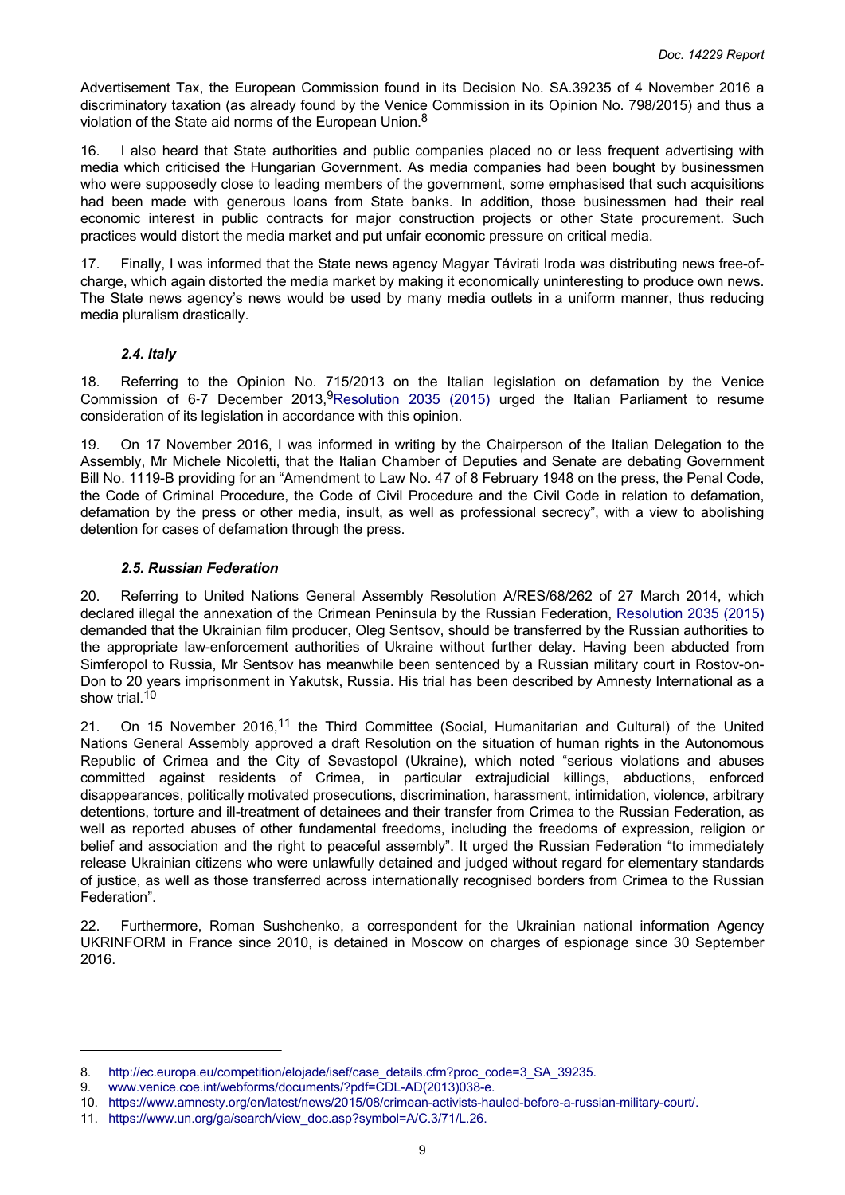Advertisement Tax, the European Commission found in its Decision No. SA.39235 of 4 November 2016 a discriminatory taxation (as already found by the Venice Commission in its Opinion No. 798/2015) and thus a violation of the State aid norms of the European Union.[8]

16. I also heard that State authorities and public companies placed no or less frequent advertising with media which criticised the Hungarian Government. As media companies had been bought by businessmen who were supposedly close to leading members of the government, some emphasised that such acquisitions had been made with generous loans from State banks. In addition, those businessmen had their real economic interest in public contracts for major construction projects or other State procurement. Such practices would distort the media market and put unfair economic pressure on critical media.

17. Finally, I was informed that the State news agency Magyar Távirati Iroda was distributing news free-of-charge, which again distorted the media market by making it economically uninteresting to produce own news. The State news agency's news would be used by many media outlets in a uniform manner, thus reducing media pluralism drastically.

### *2.4. Italy*

18. Referring to the Opinion No. 715/2013 on the Italian legislation on defamation by the Venice Commission of 6-7 December 2013,[9] Resolution 2035 (2015) urged the Italian Parliament to resume consideration of its legislation in accordance with this opinion.

19. On 17 November 2016, I was informed in writing by the Chairperson of the Italian Delegation to the Assembly, Mr Michele Nicoletti, that the Italian Chamber of Deputies and Senate are debating Government Bill No. 1119-B providing for an "Amendment to Law No. 47 of 8 February 1948 on the press, the Penal Code, the Code of Criminal Procedure, the Code of Civil Procedure and the Civil Code in relation to defamation, defamation by the press or other media, insult, as well as professional secrecy", with a view to abolishing detention for cases of defamation through the press.

### *2.5. Russian Federation*

20. Referring to United Nations General Assembly Resolution A/RES/68/262 of 27 March 2014, which declared illegal the annexation of the Crimean Peninsula by the Russian Federation, Resolution 2035 (2015) demanded that the Ukrainian film producer, Oleg Sentsov, should be transferred by the Russian authorities to the appropriate law-enforcement authorities of Ukraine without further delay. Having been abducted from Simferopol to Russia, Mr Sentsov has meanwhile been sentenced by a Russian military court in Rostov-on-Don to 20 years imprisonment in Yakutsk, Russia. His trial has been described by Amnesty International as a show trial.[10]

21. On 15 November 2016,[11] the Third Committee (Social, Humanitarian and Cultural) of the United Nations General Assembly approved a draft Resolution on the situation of human rights in the Autonomous Republic of Crimea and the City of Sevastopol (Ukraine), which noted "serious violations and abuses committed against residents of Crimea, in particular extrajudicial killings, abductions, enforced disappearances, politically motivated prosecutions, discrimination, harassment, intimidation, violence, arbitrary detentions, torture and ill-treatment of detainees and their transfer from Crimea to the Russian Federation, as well as reported abuses of other fundamental freedoms, including the freedoms of expression, religion or belief and association and the right to peaceful assembly". It urged the Russian Federation "to immediately release Ukrainian citizens who were unlawfully detained and judged without regard for elementary standards of justice, as well as those transferred across internationally recognised borders from Crimea to the Russian Federation".

22. Furthermore, Roman Sushchenko, a correspondent for the Ukrainian national information Agency UKRINFORM in France since 2010, is detained in Moscow on charges of espionage since 30 September 2016.

---

8. http://ec.europa.eu/competition/elojade/isef/case_details.cfm?proc_code=3_SA_39235.
9. www.venice.coe.int/webforms/documents/?pdf=CDL-AD(2013)038-e.
10. https://www.amnesty.org/en/latest/news/2015/08/crimean-activists-hauled-before-a-russian-military-court/.
11. https://www.un.org/ga/search/view_doc.asp?symbol=A/C.3/71/L.26.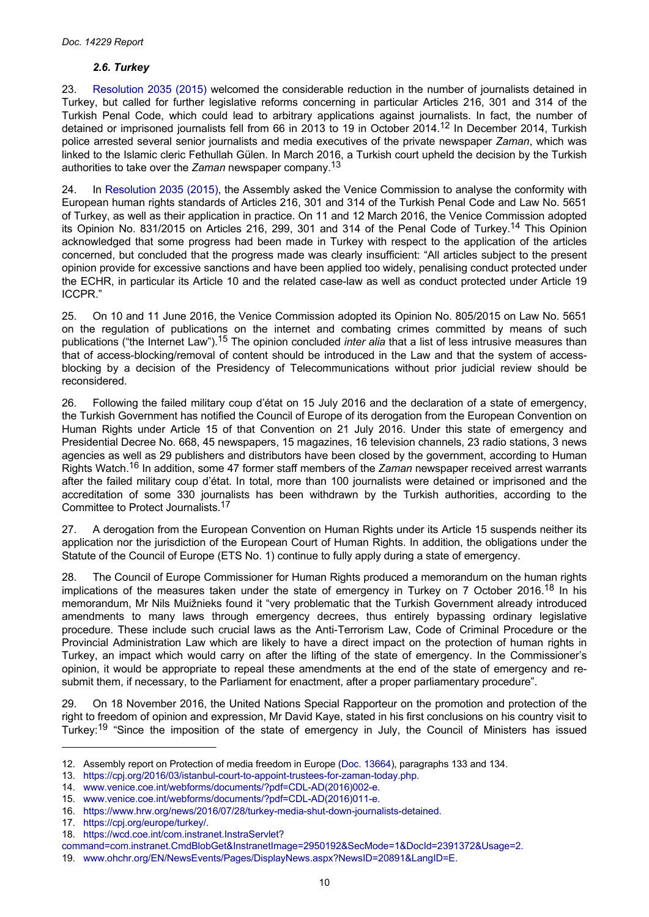### *2.6. Turkey*

23. Resolution 2035 (2015) welcomed the considerable reduction in the number of journalists detained in Turkey, but called for further legislative reforms concerning in particular Articles 216, 301 and 314 of the Turkish Penal Code, which could lead to arbitrary applications against journalists. In fact, the number of detained or imprisoned journalists fell from 66 in 2013 to 19 in October 2014.[12] In December 2014, Turkish police arrested several senior journalists and media executives of the private newspaper *Zaman*, which was linked to the Islamic cleric Fethullah Gülen. In March 2016, a Turkish court upheld the decision by the Turkish authorities to take over the *Zaman* newspaper company.[13]

24. In Resolution 2035 (2015), the Assembly asked the Venice Commission to analyse the conformity with European human rights standards of Articles 216, 301 and 314 of the Turkish Penal Code and Law No. 5651 of Turkey, as well as their application in practice. On 11 and 12 March 2016, the Venice Commission adopted its Opinion No. 831/2015 on Articles 216, 299, 301 and 314 of the Penal Code of Turkey.[14] This Opinion acknowledged that some progress had been made in Turkey with respect to the application of the articles concerned, but concluded that the progress made was clearly insufficient: "All articles subject to the present opinion provide for excessive sanctions and have been applied too widely, penalising conduct protected under the ECHR, in particular its Article 10 and the related case-law as well as conduct protected under Article 19 ICCPR."

25. On 10 and 11 June 2016, the Venice Commission adopted its Opinion No. 805/2015 on Law No. 5651 on the regulation of publications on the internet and combating crimes committed by means of such publications ("the Internet Law").[15] The opinion concluded *inter alia* that a list of less intrusive measures than that of access-blocking/removal of content should be introduced in the Law and that the system of access-blocking by a decision of the Presidency of Telecommunications without prior judicial review should be reconsidered.

26. Following the failed military coup d'état on 15 July 2016 and the declaration of a state of emergency, the Turkish Government has notified the Council of Europe of its derogation from the European Convention on Human Rights under Article 15 of that Convention on 21 July 2016. Under this state of emergency and Presidential Decree No. 668, 45 newspapers, 15 magazines, 16 television channels, 23 radio stations, 3 news agencies as well as 29 publishers and distributors have been closed by the government, according to Human Rights Watch.[16] In addition, some 47 former staff members of the *Zaman* newspaper received arrest warrants after the failed military coup d'état. In total, more than 100 journalists were detained or imprisoned and the accreditation of some 330 journalists has been withdrawn by the Turkish authorities, according to the Committee to Protect Journalists.[17]

27. A derogation from the European Convention on Human Rights under its Article 15 suspends neither its application nor the jurisdiction of the European Court of Human Rights. In addition, the obligations under the Statute of the Council of Europe (ETS No. 1) continue to fully apply during a state of emergency.

28. The Council of Europe Commissioner for Human Rights produced a memorandum on the human rights implications of the measures taken under the state of emergency in Turkey on 7 October 2016.[18] In his memorandum, Mr Nils Muižnieks found it "very problematic that the Turkish Government already introduced amendments to many laws through emergency decrees, thus entirely bypassing ordinary legislative procedure. These include such crucial laws as the Anti-Terrorism Law, Code of Criminal Procedure or the Provincial Administration Law which are likely to have a direct impact on the protection of human rights in Turkey, an impact which would carry on after the lifting of the state of emergency. In the Commissioner's opinion, it would be appropriate to repeal these amendments at the end of the state of emergency and re-submit them, if necessary, to the Parliament for enactment, after a proper parliamentary procedure".

29. On 18 November 2016, the United Nations Special Rapporteur on the promotion and protection of the right to freedom of opinion and expression, Mr David Kaye, stated in his first conclusions on his country visit to Turkey:[19] "Since the imposition of the state of emergency in July, the Council of Ministers has issued

---

12. Assembly report on Protection of media freedom in Europe (Doc. 13664), paragraphs 133 and 134.
13. https://cpj.org/2016/03/istanbul-court-to-appoint-trustees-for-zaman-today.php.
14. www.venice.coe.int/webforms/documents/?pdf=CDL-AD(2016)002-e.
15. www.venice.coe.int/webforms/documents/?pdf=CDL-AD(2016)011-e.
16. https://www.hrw.org/news/2016/07/28/turkey-media-shut-down-journalists-detained.
17. https://cpj.org/europe/turkey/.
18. https://wcd.coe.int/com.instranet.InstraServlet?command=com.instranet.CmdBlobGet&InstranetImage=2950192&SecMode=1&DocId=2391372&Usage=2.
19. www.ohchr.org/EN/NewsEvents/Pages/DisplayNews.aspx?NewsID=20891&LangID=E.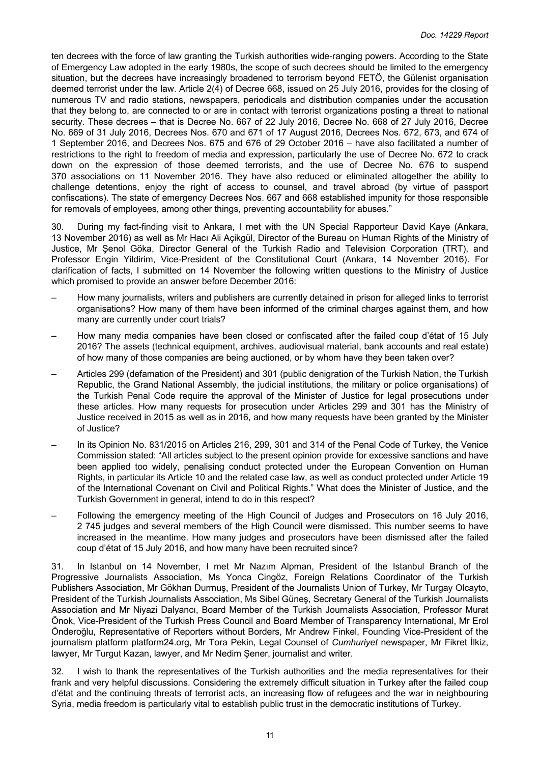ten decrees with the force of law granting the Turkish authorities wide-ranging powers. According to the State of Emergency Law adopted in the early 1980s, the scope of such decrees should be limited to the emergency situation, but the decrees have increasingly broadened to terrorism beyond FETÖ, the Gülenist organisation deemed terrorist under the law. Article 2(4) of Decree 668, issued on 25 July 2016, provides for the closing of numerous TV and radio stations, newspapers, periodicals and distribution companies under the accusation that they belong to, are connected to or are in contact with terrorist organizations posting a threat to national security. These decrees – that is Decree No. 667 of 22 July 2016, Decree No. 668 of 27 July 2016, Decree No. 669 of 31 July 2016, Decrees Nos. 670 and 671 of 17 August 2016, Decrees Nos. 672, 673, and 674 of 1 September 2016, and Decrees Nos. 675 and 676 of 29 October 2016 – have also facilitated a number of restrictions to the right to freedom of media and expression, particularly the use of Decree No. 672 to crack down on the expression of those deemed terrorists, and the use of Decree No. 676 to suspend 370 associations on 11 November 2016. They have also reduced or eliminated altogether the ability to challenge detentions, enjoy the right of access to counsel, and travel abroad (by virtue of passport confiscations). The state of emergency Decrees Nos. 667 and 668 established impunity for those responsible for removals of employees, among other things, preventing accountability for abuses."

30. During my fact-finding visit to Ankara, I met with the UN Special Rapporteur David Kaye (Ankara, 13 November 2016) as well as Mr Hacı Ali Açikgül, Director of the Bureau on Human Rights of the Ministry of Justice, Mr Şenol Göka, Director General of the Turkish Radio and Television Corporation (TRT), and Professor Engin Yildirim, Vice-President of the Constitutional Court (Ankara, 14 November 2016). For clarification of facts, I submitted on 14 November the following written questions to the Ministry of Justice which promised to provide an answer before December 2016:

– How many journalists, writers and publishers are currently detained in prison for alleged links to terrorist organisations? How many of them have been informed of the criminal charges against them, and how many are currently under court trials?

– How many media companies have been closed or confiscated after the failed coup d'état of 15 July 2016? The assets (technical equipment, archives, audiovisual material, bank accounts and real estate) of how many of those companies are being auctioned, or by whom have they been taken over?

– Articles 299 (defamation of the President) and 301 (public denigration of the Turkish Nation, the Turkish Republic, the Grand National Assembly, the judicial institutions, the military or police organisations) of the Turkish Penal Code require the approval of the Minister of Justice for legal prosecutions under these articles. How many requests for prosecution under Articles 299 and 301 has the Ministry of Justice received in 2015 as well as in 2016, and how many requests have been granted by the Minister of Justice?

– In its Opinion No. 831/2015 on Articles 216, 299, 301 and 314 of the Penal Code of Turkey, the Venice Commission stated: "All articles subject to the present opinion provide for excessive sanctions and have been applied too widely, penalising conduct protected under the European Convention on Human Rights, in particular its Article 10 and the related case law, as well as conduct protected under Article 19 of the International Covenant on Civil and Political Rights." What does the Minister of Justice, and the Turkish Government in general, intend to do in this respect?

– Following the emergency meeting of the High Council of Judges and Prosecutors on 16 July 2016, 2 745 judges and several members of the High Council were dismissed. This number seems to have increased in the meantime. How many judges and prosecutors have been dismissed after the failed coup d'état of 15 July 2016, and how many have been recruited since?

31. In Istanbul on 14 November, I met Mr Nazım Alpman, President of the Istanbul Branch of the Progressive Journalists Association, Ms Yonca Cingöz, Foreign Relations Coordinator of the Turkish Publishers Association, Mr Gökhan Durmuş, President of the Journalists Union of Turkey, Mr Turgay Olcayto, President of the Turkish Journalists Association, Ms Sibel Güneş, Secretary General of the Turkish Journalists Association and Mr Niyazi Dalyancı, Board Member of the Turkish Journalists Association, Professor Murat Önok, Vice-President of the Turkish Press Council and Board Member of Transparency International, Mr Erol Önderoğlu, Representative of Reporters without Borders, Mr Andrew Finkel, Founding Vice-President of the journalism platform platform24.org, Mr Tora Pekin, Legal Counsel of *Cumhuriyet* newspaper, Mr Fikret İlkiz, lawyer, Mr Turgut Kazan, lawyer, and Mr Nedim Şener, journalist and writer.

32. I wish to thank the representatives of the Turkish authorities and the media representatives for their frank and very helpful discussions. Considering the extremely difficult situation in Turkey after the failed coup d'état and the continuing threats of terrorist acts, an increasing flow of refugees and the war in neighbouring Syria, media freedom is particularly vital to establish public trust in the democratic institutions of Turkey.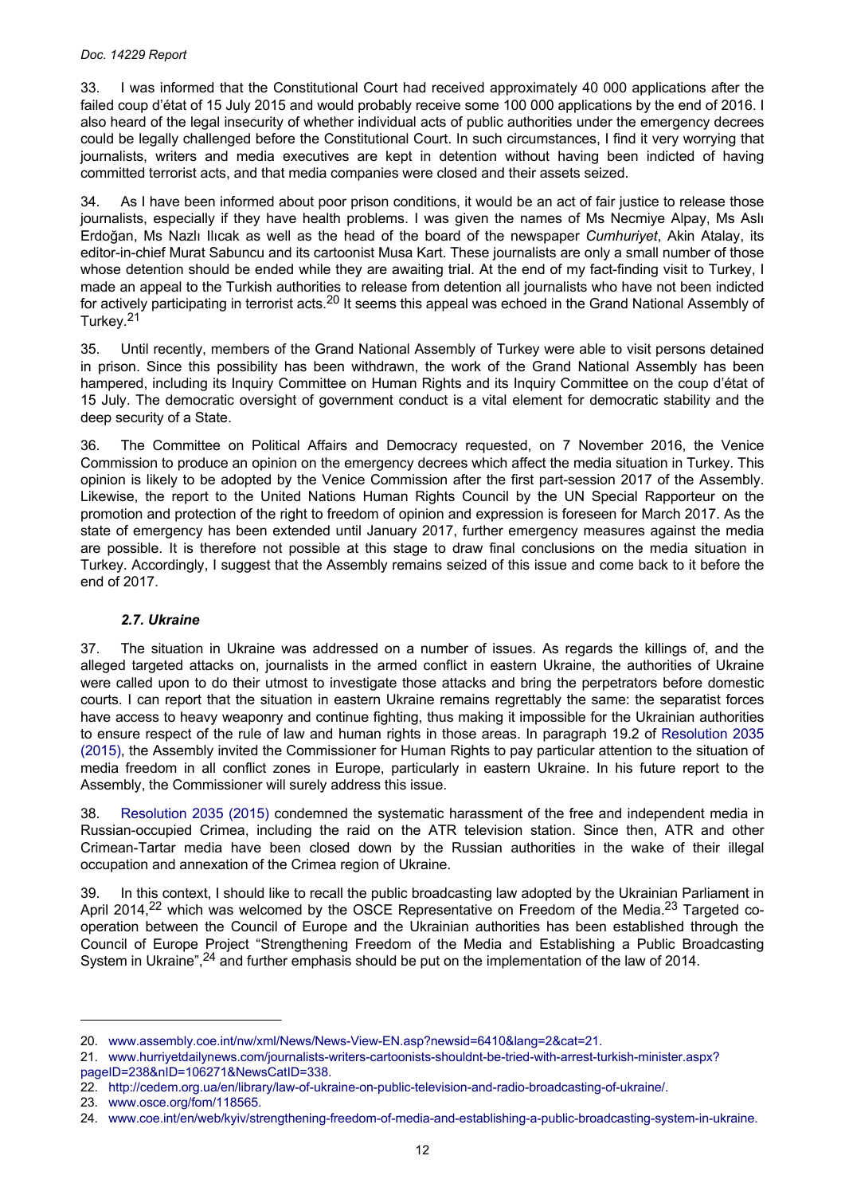33. I was informed that the Constitutional Court had received approximately 40 000 applications after the failed coup d'état of 15 July 2015 and would probably receive some 100 000 applications by the end of 2016. I also heard of the legal insecurity of whether individual acts of public authorities under the emergency decrees could be legally challenged before the Constitutional Court. In such circumstances, I find it very worrying that journalists, writers and media executives are kept in detention without having been indicted of having committed terrorist acts, and that media companies were closed and their assets seized.

34. As I have been informed about poor prison conditions, it would be an act of fair justice to release those journalists, especially if they have health problems. I was given the names of Ms Necmiye Alpay, Ms Aslı Erdoğan, Ms Nazlı Ilıcak as well as the head of the board of the newspaper *Cumhuriyet*, Akin Atalay, its editor-in-chief Murat Sabuncu and its cartoonist Musa Kart. These journalists are only a small number of those whose detention should be ended while they are awaiting trial. At the end of my fact-finding visit to Turkey, I made an appeal to the Turkish authorities to release from detention all journalists who have not been indicted for actively participating in terrorist acts.[20] It seems this appeal was echoed in the Grand National Assembly of Turkey.[21]

35. Until recently, members of the Grand National Assembly of Turkey were able to visit persons detained in prison. Since this possibility has been withdrawn, the work of the Grand National Assembly has been hampered, including its Inquiry Committee on Human Rights and its Inquiry Committee on the coup d'état of 15 July. The democratic oversight of government conduct is a vital element for democratic stability and the deep security of a State.

36. The Committee on Political Affairs and Democracy requested, on 7 November 2016, the Venice Commission to produce an opinion on the emergency decrees which affect the media situation in Turkey. This opinion is likely to be adopted by the Venice Commission after the first part-session 2017 of the Assembly. Likewise, the report to the United Nations Human Rights Council by the UN Special Rapporteur on the promotion and protection of the right to freedom of opinion and expression is foreseen for March 2017. As the state of emergency has been extended until January 2017, further emergency measures against the media are possible. It is therefore not possible at this stage to draw final conclusions on the media situation in Turkey. Accordingly, I suggest that the Assembly remains seized of this issue and come back to it before the end of 2017.

### *2.7. Ukraine*

37. The situation in Ukraine was addressed on a number of issues. As regards the killings of, and the alleged targeted attacks on, journalists in the armed conflict in eastern Ukraine, the authorities of Ukraine were called upon to do their utmost to investigate those attacks and bring the perpetrators before domestic courts. I can report that the situation in eastern Ukraine remains regrettably the same: the separatist forces have access to heavy weaponry and continue fighting, thus making it impossible for the Ukrainian authorities to ensure respect of the rule of law and human rights in those areas. In paragraph 19.2 of Resolution 2035 (2015), the Assembly invited the Commissioner for Human Rights to pay particular attention to the situation of media freedom in all conflict zones in Europe, particularly in eastern Ukraine. In his future report to the Assembly, the Commissioner will surely address this issue.

38. Resolution 2035 (2015) condemned the systematic harassment of the free and independent media in Russian-occupied Crimea, including the raid on the ATR television station. Since then, ATR and other Crimean-Tartar media have been closed down by the Russian authorities in the wake of their illegal occupation and annexation of the Crimea region of Ukraine.

39. In this context, I should like to recall the public broadcasting law adopted by the Ukrainian Parliament in April 2014,[22] which was welcomed by the OSCE Representative on Freedom of the Media.[23] Targeted co-operation between the Council of Europe and the Ukrainian authorities has been established through the Council of Europe Project "Strengthening Freedom of the Media and Establishing a Public Broadcasting System in Ukraine",[24] and further emphasis should be put on the implementation of the law of 2014.

---

20. www.assembly.coe.int/nw/xml/News/News-View-EN.asp?newsid=6410&lang=2&cat=21.

21. www.hurriyetdailynews.com/journalists-writers-cartoonists-shouldnt-be-tried-with-arrest-turkish-minister.aspx?pageID=238&nID=106271&NewsCatID=338.

22. http://cedem.org.ua/en/library/law-of-ukraine-on-public-television-and-radio-broadcasting-of-ukraine/.

23. www.osce.org/fom/118565.

24. www.coe.int/en/web/kyiv/strengthening-freedom-of-media-and-establishing-a-public-broadcasting-system-in-ukraine.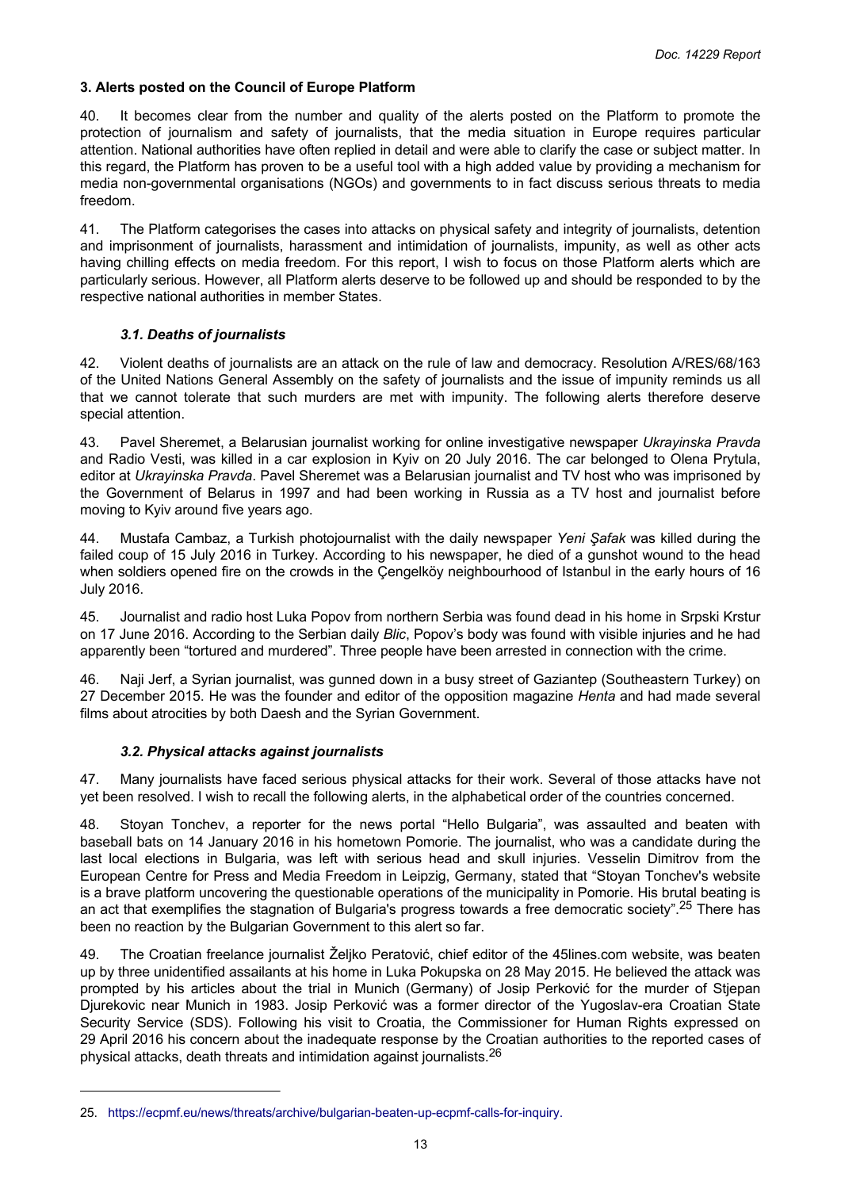### 3. Alerts posted on the Council of Europe Platform

40. It becomes clear from the number and quality of the alerts posted on the Platform to promote the protection of journalism and safety of journalists, that the media situation in Europe requires particular attention. National authorities have often replied in detail and were able to clarify the case or subject matter. In this regard, the Platform has proven to be a useful tool with a high added value by providing a mechanism for media non-governmental organisations (NGOs) and governments to in fact discuss serious threats to media freedom.

41. The Platform categorises the cases into attacks on physical safety and integrity of journalists, detention and imprisonment of journalists, harassment and intimidation of journalists, impunity, as well as other acts having chilling effects on media freedom. For this report, I wish to focus on those Platform alerts which are particularly serious. However, all Platform alerts deserve to be followed up and should be responded to by the respective national authorities in member States.

#### *3.1. Deaths of journalists*

42. Violent deaths of journalists are an attack on the rule of law and democracy. Resolution A/RES/68/163 of the United Nations General Assembly on the safety of journalists and the issue of impunity reminds us all that we cannot tolerate that such murders are met with impunity. The following alerts therefore deserve special attention.

43. Pavel Sheremet, a Belarusian journalist working for online investigative newspaper *Ukrayinska Pravda* and Radio Vesti, was killed in a car explosion in Kyiv on 20 July 2016. The car belonged to Olena Prytula, editor at *Ukrayinska Pravda*. Pavel Sheremet was a Belarusian journalist and TV host who was imprisoned by the Government of Belarus in 1997 and had been working in Russia as a TV host and journalist before moving to Kyiv around five years ago.

44. Mustafa Cambaz, a Turkish photojournalist with the daily newspaper *Yeni Şafak* was killed during the failed coup of 15 July 2016 in Turkey. According to his newspaper, he died of a gunshot wound to the head when soldiers opened fire on the crowds in the Çengelköy neighbourhood of Istanbul in the early hours of 16 July 2016.

45. Journalist and radio host Luka Popov from northern Serbia was found dead in his home in Srpski Krstur on 17 June 2016. According to the Serbian daily *Blic*, Popov's body was found with visible injuries and he had apparently been "tortured and murdered". Three people have been arrested in connection with the crime.

46. Naji Jerf, a Syrian journalist, was gunned down in a busy street of Gaziantep (Southeastern Turkey) on 27 December 2015. He was the founder and editor of the opposition magazine *Henta* and had made several films about atrocities by both Daesh and the Syrian Government.

#### *3.2. Physical attacks against journalists*

47. Many journalists have faced serious physical attacks for their work. Several of those attacks have not yet been resolved. I wish to recall the following alerts, in the alphabetical order of the countries concerned.

48. Stoyan Tonchev, a reporter for the news portal "Hello Bulgaria", was assaulted and beaten with baseball bats on 14 January 2016 in his hometown Pomorie. The journalist, who was a candidate during the last local elections in Bulgaria, was left with serious head and skull injuries. Vesselin Dimitrov from the European Centre for Press and Media Freedom in Leipzig, Germany, stated that "Stoyan Tonchev's website is a brave platform uncovering the questionable operations of the municipality in Pomorie. His brutal beating is an act that exemplifies the stagnation of Bulgaria's progress towards a free democratic society".[25] There has been no reaction by the Bulgarian Government to this alert so far.

49. The Croatian freelance journalist Željko Peratović, chief editor of the 45lines.com website, was beaten up by three unidentified assailants at his home in Luka Pokupska on 28 May 2015. He believed the attack was prompted by his articles about the trial in Munich (Germany) of Josip Perković for the murder of Stjepan Djurekovic near Munich in 1983. Josip Perković was a former director of the Yugoslav-era Croatian State Security Service (SDS). Following his visit to Croatia, the Commissioner for Human Rights expressed on 29 April 2016 his concern about the inadequate response by the Croatian authorities to the reported cases of physical attacks, death threats and intimidation against journalists.[26]

25. https://ecpmf.eu/news/threats/archive/bulgarian-beaten-up-ecpmf-calls-for-inquiry.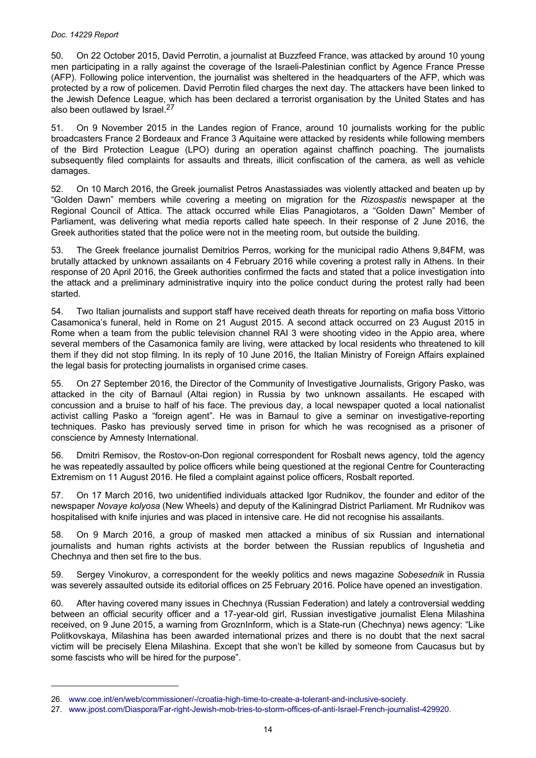50. On 22 October 2015, David Perrotin, a journalist at Buzzfeed France, was attacked by around 10 young men participating in a rally against the coverage of the Israeli-Palestinian conflict by Agence France Presse (AFP). Following police intervention, the journalist was sheltered in the headquarters of the AFP, which was protected by a row of policemen. David Perrotin filed charges the next day. The attackers have been linked to the Jewish Defence League, which has been declared a terrorist organisation by the United States and has also been outlawed by Israel.[27]

51. On 9 November 2015 in the Landes region of France, around 10 journalists working for the public broadcasters France 2 Bordeaux and France 3 Aquitaine were attacked by residents while following members of the Bird Protection League (LPO) during an operation against chaffinch poaching. The journalists subsequently filed complaints for assaults and threats, illicit confiscation of the camera, as well as vehicle damages.

52. On 10 March 2016, the Greek journalist Petros Anastassiades was violently attacked and beaten up by "Golden Dawn" members while covering a meeting on migration for the *Rizospastis* newspaper at the Regional Council of Attica. The attack occurred while Elias Panagiotaros, a "Golden Dawn" Member of Parliament, was delivering what media reports called hate speech. In their response of 2 June 2016, the Greek authorities stated that the police were not in the meeting room, but outside the building.

53. The Greek freelance journalist Demitrios Perros, working for the municipal radio Athens 9,84FM, was brutally attacked by unknown assailants on 4 February 2016 while covering a protest rally in Athens. In their response of 20 April 2016, the Greek authorities confirmed the facts and stated that a police investigation into the attack and a preliminary administrative inquiry into the police conduct during the protest rally had been started.

54. Two Italian journalists and support staff have received death threats for reporting on mafia boss Vittorio Casamonica's funeral, held in Rome on 21 August 2015. A second attack occurred on 23 August 2015 in Rome when a team from the public television channel RAI 3 were shooting video in the Appio area, where several members of the Casamonica family are living, were attacked by local residents who threatened to kill them if they did not stop filming. In its reply of 10 June 2016, the Italian Ministry of Foreign Affairs explained the legal basis for protecting journalists in organised crime cases.

55. On 27 September 2016, the Director of the Community of Investigative Journalists, Grigory Pasko, was attacked in the city of Barnaul (Altai region) in Russia by two unknown assailants. He escaped with concussion and a bruise to half of his face. The previous day, a local newspaper quoted a local nationalist activist calling Pasko a "foreign agent". He was in Barnaul to give a seminar on investigative-reporting techniques. Pasko has previously served time in prison for which he was recognised as a prisoner of conscience by Amnesty International.

56. Dmitri Remisov, the Rostov-on-Don regional correspondent for Rosbalt news agency, told the agency he was repeatedly assaulted by police officers while being questioned at the regional Centre for Counteracting Extremism on 11 August 2016. He filed a complaint against police officers, Rosbalt reported.

57. On 17 March 2016, two unidentified individuals attacked Igor Rudnikov, the founder and editor of the newspaper *Novaye kolyosa* (New Wheels) and deputy of the Kaliningrad District Parliament. Mr Rudnikov was hospitalised with knife injuries and was placed in intensive care. He did not recognise his assailants.

58. On 9 March 2016, a group of masked men attacked a minibus of six Russian and international journalists and human rights activists at the border between the Russian republics of Ingushetia and Chechnya and then set fire to the bus.

59. Sergey Vinokurov, a correspondent for the weekly politics and news magazine *Sobesednik* in Russia was severely assaulted outside its editorial offices on 25 February 2016. Police have opened an investigation.

60. After having covered many issues in Chechnya (Russian Federation) and lately a controversial wedding between an official security officer and a 17-year-old girl, Russian investigative journalist Elena Milashina received, on 9 June 2015, a warning from GroznInform, which is a State-run (Chechnya) news agency: "Like Politkovskaya, Milashina has been awarded international prizes and there is no doubt that the next sacral victim will be precisely Elena Milashina. Except that she won't be killed by someone from Caucasus but by some fascists who will be hired for the purpose".

---

26. www.coe.int/en/web/commissioner/-/croatia-high-time-to-create-a-tolerant-and-inclusive-society.

27. www.jpost.com/Diaspora/Far-right-Jewish-mob-tries-to-storm-offices-of-anti-Israel-French-journalist-429920.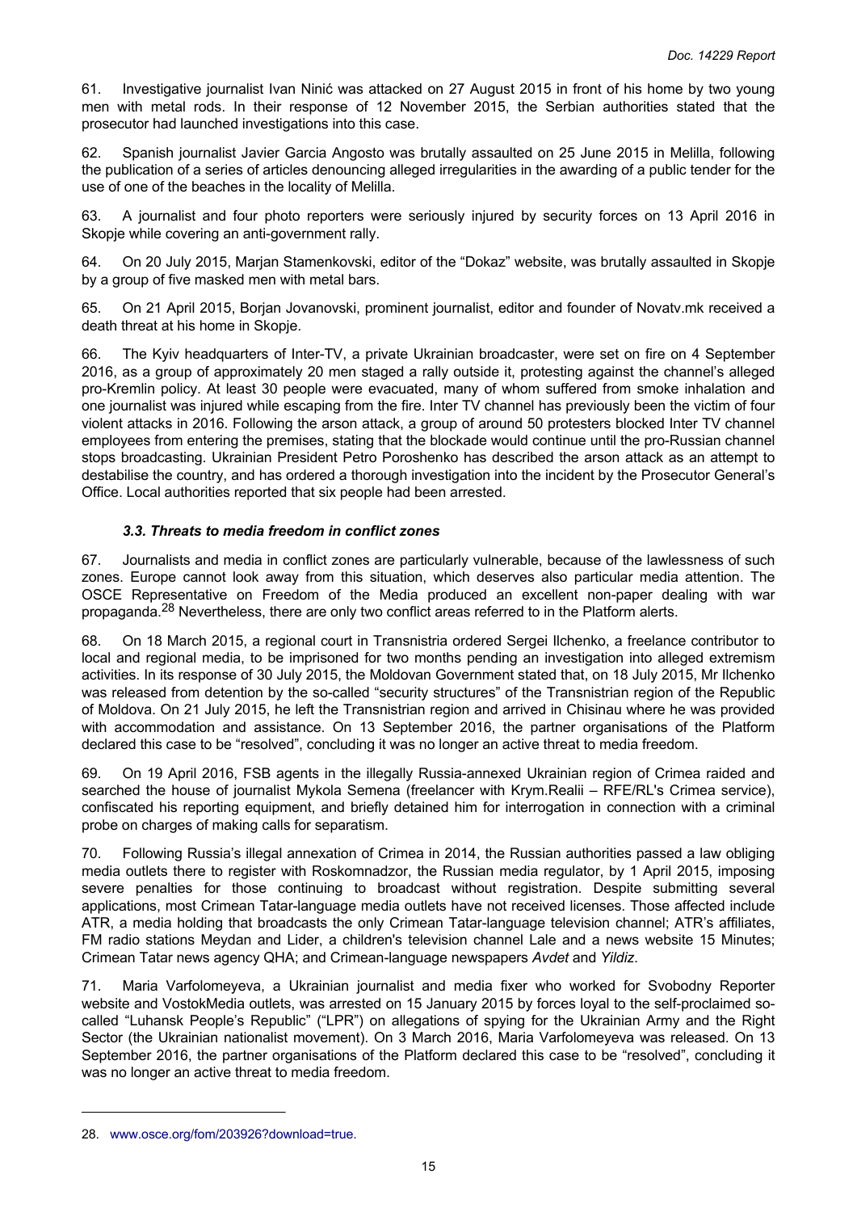61. Investigative journalist Ivan Ninić was attacked on 27 August 2015 in front of his home by two young men with metal rods. In their response of 12 November 2015, the Serbian authorities stated that the prosecutor had launched investigations into this case.

62. Spanish journalist Javier Garcia Angosto was brutally assaulted on 25 June 2015 in Melilla, following the publication of a series of articles denouncing alleged irregularities in the awarding of a public tender for the use of one of the beaches in the locality of Melilla.

63. A journalist and four photo reporters were seriously injured by security forces on 13 April 2016 in Skopje while covering an anti-government rally.

64. On 20 July 2015, Marjan Stamenkovski, editor of the "Dokaz" website, was brutally assaulted in Skopje by a group of five masked men with metal bars.

65. On 21 April 2015, Borjan Jovanovski, prominent journalist, editor and founder of Novatv.mk received a death threat at his home in Skopje.

66. The Kyiv headquarters of Inter-TV, a private Ukrainian broadcaster, were set on fire on 4 September 2016, as a group of approximately 20 men staged a rally outside it, protesting against the channel's alleged pro-Kremlin policy. At least 30 people were evacuated, many of whom suffered from smoke inhalation and one journalist was injured while escaping from the fire. Inter TV channel has previously been the victim of four violent attacks in 2016. Following the arson attack, a group of around 50 protesters blocked Inter TV channel employees from entering the premises, stating that the blockade would continue until the pro-Russian channel stops broadcasting. Ukrainian President Petro Poroshenko has described the arson attack as an attempt to destabilise the country, and has ordered a thorough investigation into the incident by the Prosecutor General's Office. Local authorities reported that six people had been arrested.

### *3.3. Threats to media freedom in conflict zones*

67. Journalists and media in conflict zones are particularly vulnerable, because of the lawlessness of such zones. Europe cannot look away from this situation, which deserves also particular media attention. The OSCE Representative on Freedom of the Media produced an excellent non-paper dealing with war propaganda.[28] Nevertheless, there are only two conflict areas referred to in the Platform alerts.

68. On 18 March 2015, a regional court in Transnistria ordered Sergei Ilchenko, a freelance contributor to local and regional media, to be imprisoned for two months pending an investigation into alleged extremism activities. In its response of 30 July 2015, the Moldovan Government stated that, on 18 July 2015, Mr Ilchenko was released from detention by the so-called "security structures" of the Transnistrian region of the Republic of Moldova. On 21 July 2015, he left the Transnistrian region and arrived in Chisinau where he was provided with accommodation and assistance. On 13 September 2016, the partner organisations of the Platform declared this case to be "resolved", concluding it was no longer an active threat to media freedom.

69. On 19 April 2016, FSB agents in the illegally Russia-annexed Ukrainian region of Crimea raided and searched the house of journalist Mykola Semena (freelancer with Krym.Realii – RFE/RL's Crimea service), confiscated his reporting equipment, and briefly detained him for interrogation in connection with a criminal probe on charges of making calls for separatism.

70. Following Russia's illegal annexation of Crimea in 2014, the Russian authorities passed a law obliging media outlets there to register with Roskomnadzor, the Russian media regulator, by 1 April 2015, imposing severe penalties for those continuing to broadcast without registration. Despite submitting several applications, most Crimean Tatar-language media outlets have not received licenses. Those affected include ATR, a media holding that broadcasts the only Crimean Tatar-language television channel; ATR's affiliates, FM radio stations Meydan and Lider, a children's television channel Lale and a news website 15 Minutes; Crimean Tatar news agency QHA; and Crimean-language newspapers *Avdet* and *Yildiz*.

71. Maria Varfolomeyeva, a Ukrainian journalist and media fixer who worked for Svobodny Reporter website and VostokMedia outlets, was arrested on 15 January 2015 by forces loyal to the self-proclaimed so-called "Luhansk People's Republic" ("LPR") on allegations of spying for the Ukrainian Army and the Right Sector (the Ukrainian nationalist movement). On 3 March 2016, Maria Varfolomeyeva was released. On 13 September 2016, the partner organisations of the Platform declared this case to be "resolved", concluding it was no longer an active threat to media freedom.

---

28. www.osce.org/fom/203926?download=true.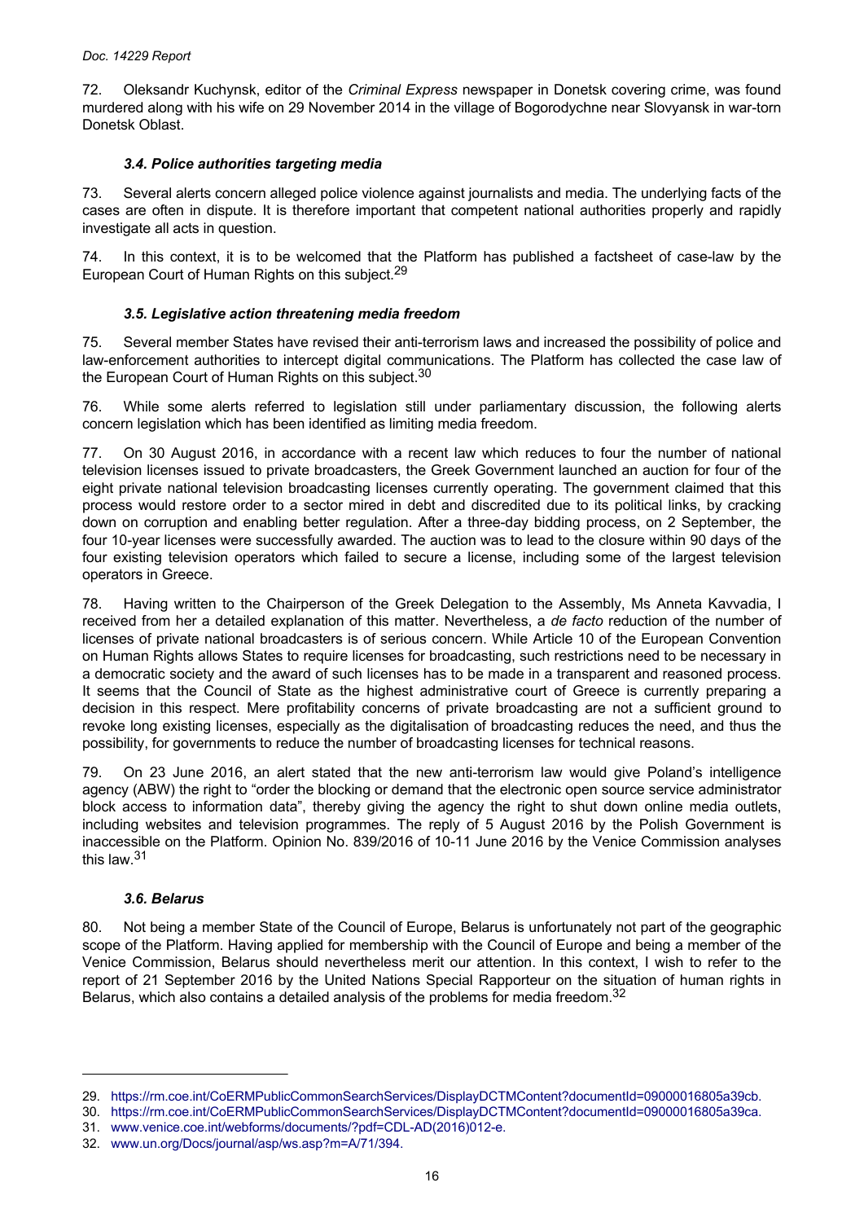72. Oleksandr Kuchynsk, editor of the *Criminal Express* newspaper in Donetsk covering crime, was found murdered along with his wife on 29 November 2014 in the village of Bogorodychne near Slovyansk in war-torn Donetsk Oblast.

### *3.4. Police authorities targeting media*

73. Several alerts concern alleged police violence against journalists and media. The underlying facts of the cases are often in dispute. It is therefore important that competent national authorities properly and rapidly investigate all acts in question.

74. In this context, it is to be welcomed that the Platform has published a factsheet of case-law by the European Court of Human Rights on this subject.[29]

### *3.5. Legislative action threatening media freedom*

75. Several member States have revised their anti-terrorism laws and increased the possibility of police and law-enforcement authorities to intercept digital communications. The Platform has collected the case law of the European Court of Human Rights on this subject.[30]

76. While some alerts referred to legislation still under parliamentary discussion, the following alerts concern legislation which has been identified as limiting media freedom.

77. On 30 August 2016, in accordance with a recent law which reduces to four the number of national television licenses issued to private broadcasters, the Greek Government launched an auction for four of the eight private national television broadcasting licenses currently operating. The government claimed that this process would restore order to a sector mired in debt and discredited due to its political links, by cracking down on corruption and enabling better regulation. After a three-day bidding process, on 2 September, the four 10-year licenses were successfully awarded. The auction was to lead to the closure within 90 days of the four existing television operators which failed to secure a license, including some of the largest television operators in Greece.

78. Having written to the Chairperson of the Greek Delegation to the Assembly, Ms Anneta Kavvadia, I received from her a detailed explanation of this matter. Nevertheless, a *de facto* reduction of the number of licenses of private national broadcasters is of serious concern. While Article 10 of the European Convention on Human Rights allows States to require licenses for broadcasting, such restrictions need to be necessary in a democratic society and the award of such licenses has to be made in a transparent and reasoned process. It seems that the Council of State as the highest administrative court of Greece is currently preparing a decision in this respect. Mere profitability concerns of private broadcasting are not a sufficient ground to revoke long existing licenses, especially as the digitalisation of broadcasting reduces the need, and thus the possibility, for governments to reduce the number of broadcasting licenses for technical reasons.

79. On 23 June 2016, an alert stated that the new anti-terrorism law would give Poland's intelligence agency (ABW) the right to "order the blocking or demand that the electronic open source service administrator block access to information data", thereby giving the agency the right to shut down online media outlets, including websites and television programmes. The reply of 5 August 2016 by the Polish Government is inaccessible on the Platform. Opinion No. 839/2016 of 10-11 June 2016 by the Venice Commission analyses this law.[31]

### *3.6. Belarus*

80. Not being a member State of the Council of Europe, Belarus is unfortunately not part of the geographic scope of the Platform. Having applied for membership with the Council of Europe and being a member of the Venice Commission, Belarus should nevertheless merit our attention. In this context, I wish to refer to the report of 21 September 2016 by the United Nations Special Rapporteur on the situation of human rights in Belarus, which also contains a detailed analysis of the problems for media freedom.[32]

---

29. https://rm.coe.int/CoERMPublicCommonSearchServices/DisplayDCTMContent?documentId=09000016805a39cb.
30. https://rm.coe.int/CoERMPublicCommonSearchServices/DisplayDCTMContent?documentId=09000016805a39ca.
31. www.venice.coe.int/webforms/documents/?pdf=CDL-AD(2016)012-e.
32. www.un.org/Docs/journal/asp/ws.asp?m=A/71/394.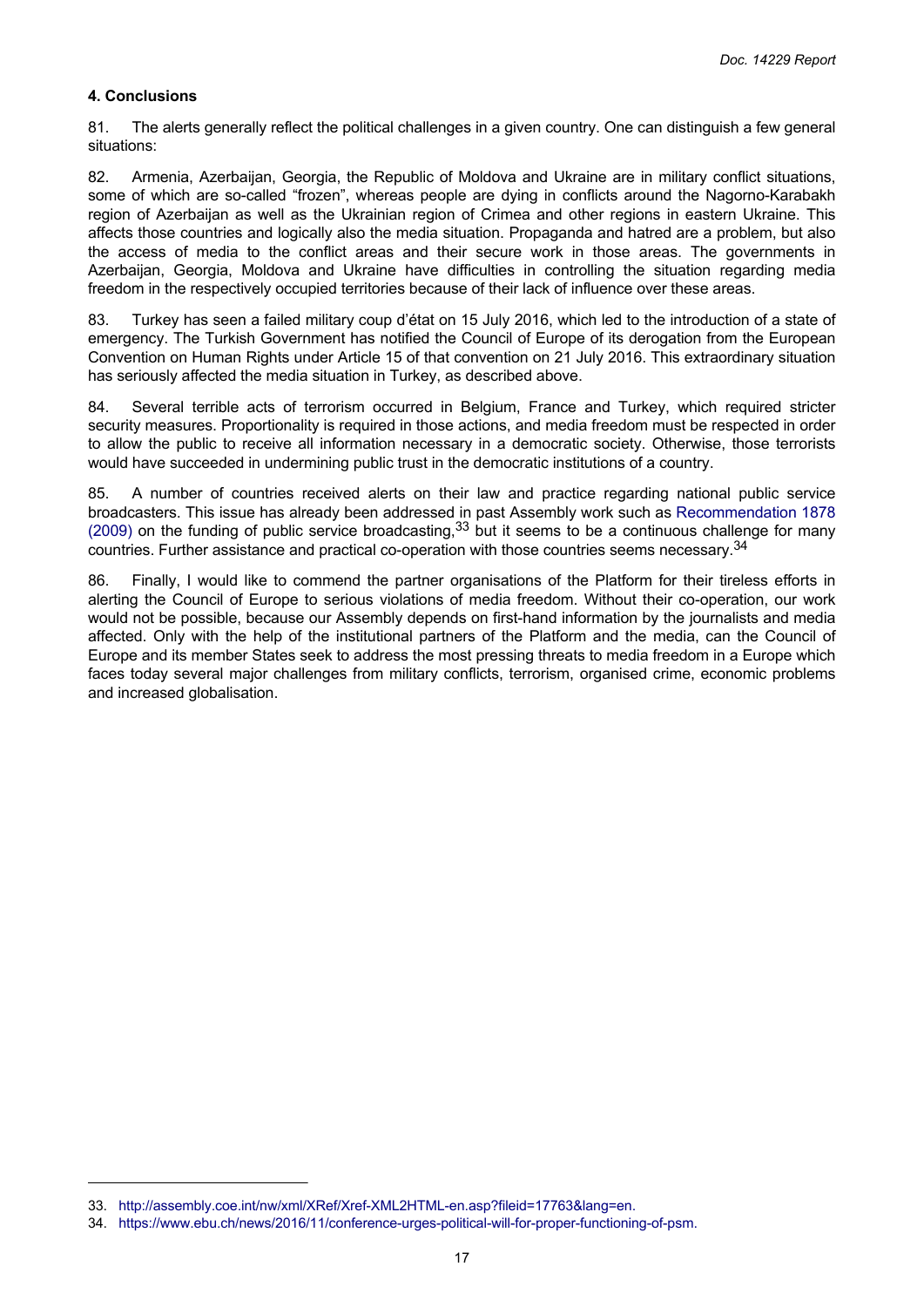#### 4. Conclusions

81. The alerts generally reflect the political challenges in a given country. One can distinguish a few general situations:

82. Armenia, Azerbaijan, Georgia, the Republic of Moldova and Ukraine are in military conflict situations, some of which are so-called "frozen", whereas people are dying in conflicts around the Nagorno-Karabakh region of Azerbaijan as well as the Ukrainian region of Crimea and other regions in eastern Ukraine. This affects those countries and logically also the media situation. Propaganda and hatred are a problem, but also the access of media to the conflict areas and their secure work in those areas. The governments in Azerbaijan, Georgia, Moldova and Ukraine have difficulties in controlling the situation regarding media freedom in the respectively occupied territories because of their lack of influence over these areas.

83. Turkey has seen a failed military coup d'état on 15 July 2016, which led to the introduction of a state of emergency. The Turkish Government has notified the Council of Europe of its derogation from the European Convention on Human Rights under Article 15 of that convention on 21 July 2016. This extraordinary situation has seriously affected the media situation in Turkey, as described above.

84. Several terrible acts of terrorism occurred in Belgium, France and Turkey, which required stricter security measures. Proportionality is required in those actions, and media freedom must be respected in order to allow the public to receive all information necessary in a democratic society. Otherwise, those terrorists would have succeeded in undermining public trust in the democratic institutions of a country.

85. A number of countries received alerts on their law and practice regarding national public service broadcasters. This issue has already been addressed in past Assembly work such as Recommendation 1878 (2009) on the funding of public service broadcasting,[33] but it seems to be a continuous challenge for many countries. Further assistance and practical co-operation with those countries seems necessary.[34]

86. Finally, I would like to commend the partner organisations of the Platform for their tireless efforts in alerting the Council of Europe to serious violations of media freedom. Without their co-operation, our work would not be possible, because our Assembly depends on first-hand information by the journalists and media affected. Only with the help of the institutional partners of the Platform and the media, can the Council of Europe and its member States seek to address the most pressing threats to media freedom in a Europe which faces today several major challenges from military conflicts, terrorism, organised crime, economic problems and increased globalisation.

---

33. http://assembly.coe.int/nw/xml/XRef/Xref-XML2HTML-en.asp?fileid=17763&lang=en.

34. https://www.ebu.ch/news/2016/11/conference-urges-political-will-for-proper-functioning-of-psm.